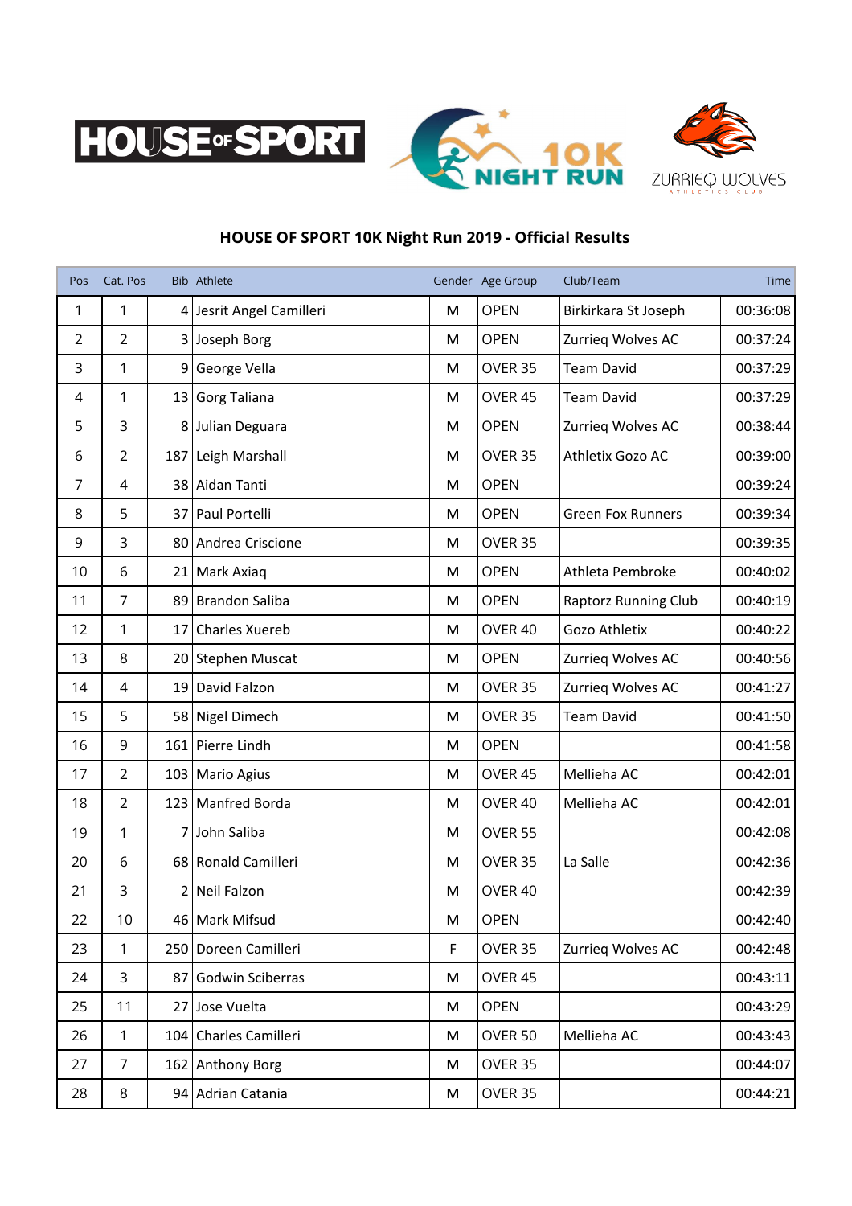## HOUSE OF SPORT 10K Night Run 2019 - Official Results

| Pos | Cat. Pos | Bib | Athlete | Gender | Age Group | Club/Team | Time |
|---|---|---|---|---|---|---|---|
| 1 | 1 | 4 | Jesrit Angel Camilleri | M | OPEN | Birkirkara St Joseph | 00:36:08 |
| 2 | 2 | 3 | Joseph Borg | M | OPEN | Zurrieq Wolves AC | 00:37:24 |
| 3 | 1 | 9 | George Vella | M | OVER 35 | Team David | 00:37:29 |
| 4 | 1 | 13 | Gorg Taliana | M | OVER 45 | Team David | 00:37:29 |
| 5 | 3 | 8 | Julian Deguara | M | OPEN | Zurrieq Wolves AC | 00:38:44 |
| 6 | 2 | 187 | Leigh Marshall | M | OVER 35 | Athletix Gozo AC | 00:39:00 |
| 7 | 4 | 38 | Aidan Tanti | M | OPEN | | 00:39:24 |
| 8 | 5 | 37 | Paul Portelli | M | OPEN | Green Fox Runners | 00:39:34 |
| 9 | 3 | 80 | Andrea Criscione | M | OVER 35 | | 00:39:35 |
| 10 | 6 | 21 | Mark Axiaq | M | OPEN | Athleta Pembroke | 00:40:02 |
| 11 | 7 | 89 | Brandon Saliba | M | OPEN | Raptorz Running Club | 00:40:19 |
| 12 | 1 | 17 | Charles Xuereb | M | OVER 40 | Gozo Athletix | 00:40:22 |
| 13 | 8 | 20 | Stephen Muscat | M | OPEN | Zurrieq Wolves AC | 00:40:56 |
| 14 | 4 | 19 | David Falzon | M | OVER 35 | Zurrieq Wolves AC | 00:41:27 |
| 15 | 5 | 58 | Nigel Dimech | M | OVER 35 | Team David | 00:41:50 |
| 16 | 9 | 161 | Pierre Lindh | M | OPEN | | 00:41:58 |
| 17 | 2 | 103 | Mario Agius | M | OVER 45 | Mellieha AC | 00:42:01 |
| 18 | 2 | 123 | Manfred Borda | M | OVER 40 | Mellieha AC | 00:42:01 |
| 19 | 1 | 7 | John Saliba | M | OVER 55 | | 00:42:08 |
| 20 | 6 | 68 | Ronald Camilleri | M | OVER 35 | La Salle | 00:42:36 |
| 21 | 3 | 2 | Neil Falzon | M | OVER 40 | | 00:42:39 |
| 22 | 10 | 46 | Mark Mifsud | M | OPEN | | 00:42:40 |
| 23 | 1 | 250 | Doreen Camilleri | F | OVER 35 | Zurrieq Wolves AC | 00:42:48 |
| 24 | 3 | 87 | Godwin Sciberras | M | OVER 45 | | 00:43:11 |
| 25 | 11 | 27 | Jose Vuelta | M | OPEN | | 00:43:29 |
| 26 | 1 | 104 | Charles Camilleri | M | OVER 50 | Mellieha AC | 00:43:43 |
| 27 | 7 | 162 | Anthony Borg | M | OVER 35 | | 00:44:07 |
| 28 | 8 | 94 | Adrian Catania | M | OVER 35 | | 00:44:21 |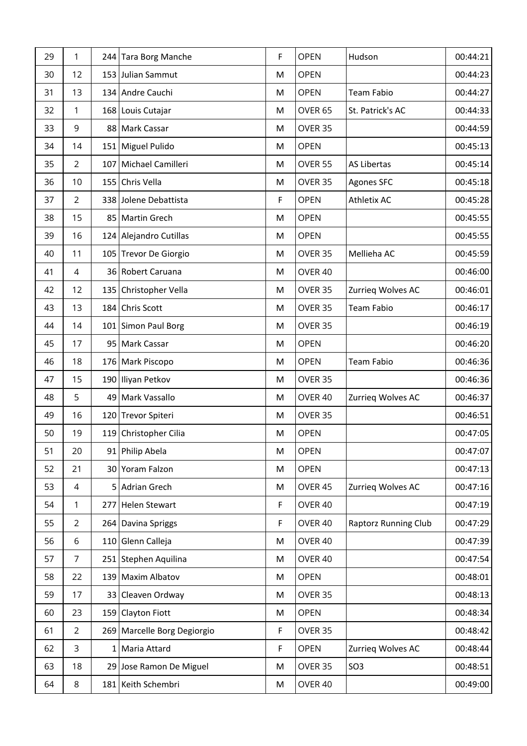| | | | | | | | |
|---|---|---|---|---|---|---|---|
| 29 | 1 | 244 | Tara Borg Manche | F | OPEN | Hudson | 00:44:21 |
| 30 | 12 | 153 | Julian Sammut | M | OPEN | | 00:44:23 |
| 31 | 13 | 134 | Andre Cauchi | M | OPEN | Team Fabio | 00:44:27 |
| 32 | 1 | 168 | Louis Cutajar | M | OVER 65 | St. Patrick's AC | 00:44:33 |
| 33 | 9 | 88 | Mark Cassar | M | OVER 35 | | 00:44:59 |
| 34 | 14 | 151 | Miguel Pulido | M | OPEN | | 00:45:13 |
| 35 | 2 | 107 | Michael Camilleri | M | OVER 55 | AS Libertas | 00:45:14 |
| 36 | 10 | 155 | Chris Vella | M | OVER 35 | Agones SFC | 00:45:18 |
| 37 | 2 | 338 | Jolene Debattista | F | OPEN | Athletix AC | 00:45:28 |
| 38 | 15 | 85 | Martin Grech | M | OPEN | | 00:45:55 |
| 39 | 16 | 124 | Alejandro Cutillas | M | OPEN | | 00:45:55 |
| 40 | 11 | 105 | Trevor De Giorgio | M | OVER 35 | Mellieha AC | 00:45:59 |
| 41 | 4 | 36 | Robert Caruana | M | OVER 40 | | 00:46:00 |
| 42 | 12 | 135 | Christopher Vella | M | OVER 35 | Zurrieq Wolves AC | 00:46:01 |
| 43 | 13 | 184 | Chris Scott | M | OVER 35 | Team Fabio | 00:46:17 |
| 44 | 14 | 101 | Simon Paul Borg | M | OVER 35 | | 00:46:19 |
| 45 | 17 | 95 | Mark Cassar | M | OPEN | | 00:46:20 |
| 46 | 18 | 176 | Mark Piscopo | M | OPEN | Team Fabio | 00:46:36 |
| 47 | 15 | 190 | Iliyan Petkov | M | OVER 35 | | 00:46:36 |
| 48 | 5 | 49 | Mark Vassallo | M | OVER 40 | Zurrieq Wolves AC | 00:46:37 |
| 49 | 16 | 120 | Trevor Spiteri | M | OVER 35 | | 00:46:51 |
| 50 | 19 | 119 | Christopher Cilia | M | OPEN | | 00:47:05 |
| 51 | 20 | 91 | Philip Abela | M | OPEN | | 00:47:07 |
| 52 | 21 | 30 | Yoram Falzon | M | OPEN | | 00:47:13 |
| 53 | 4 | 5 | Adrian Grech | M | OVER 45 | Zurrieq Wolves AC | 00:47:16 |
| 54 | 1 | 277 | Helen Stewart | F | OVER 40 | | 00:47:19 |
| 55 | 2 | 264 | Davina Spriggs | F | OVER 40 | Raptorz Running Club | 00:47:29 |
| 56 | 6 | 110 | Glenn Calleja | M | OVER 40 | | 00:47:39 |
| 57 | 7 | 251 | Stephen Aquilina | M | OVER 40 | | 00:47:54 |
| 58 | 22 | 139 | Maxim Albatov | M | OPEN | | 00:48:01 |
| 59 | 17 | 33 | Cleaven Ordway | M | OVER 35 | | 00:48:13 |
| 60 | 23 | 159 | Clayton Fiott | M | OPEN | | 00:48:34 |
| 61 | 2 | 269 | Marcelle Borg Degiorgio | F | OVER 35 | | 00:48:42 |
| 62 | 3 | 1 | Maria Attard | F | OPEN | Zurrieq Wolves AC | 00:48:44 |
| 63 | 18 | 29 | Jose Ramon De Miguel | M | OVER 35 | SO3 | 00:48:51 |
| 64 | 8 | 181 | Keith Schembri | M | OVER 40 | | 00:49:00 |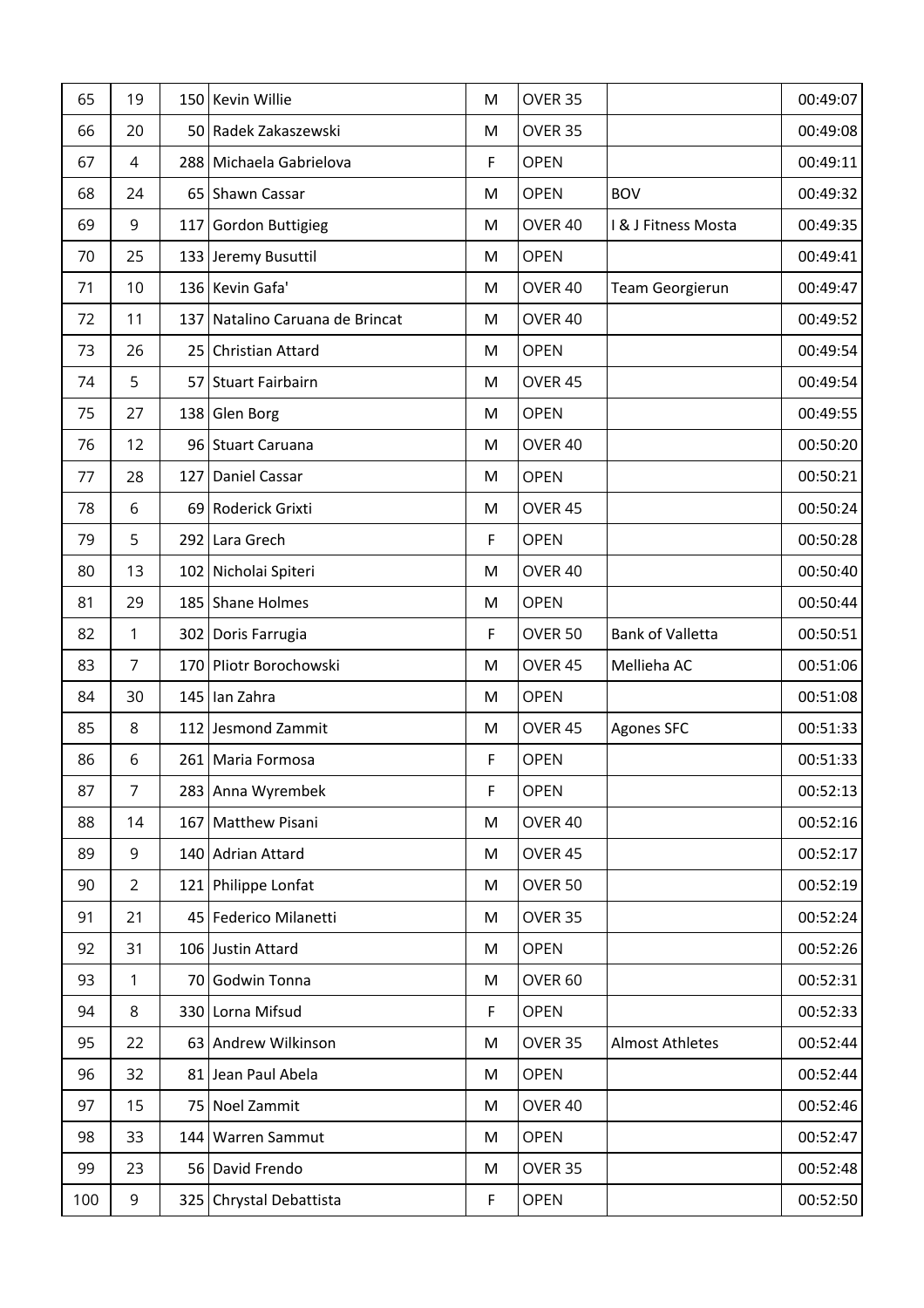| 65 | 19 | 150 | Kevin Willie | M | OVER 35 | | 00:49:07 |
|---|---|---|---|---|---|---|---|
| 66 | 20 | 50 | Radek Zakaszewski | M | OVER 35 | | 00:49:08 |
| 67 | 4 | 288 | Michaela Gabrielova | F | OPEN | | 00:49:11 |
| 68 | 24 | 65 | Shawn Cassar | M | OPEN | BOV | 00:49:32 |
| 69 | 9 | 117 | Gordon Buttigieg | M | OVER 40 | I & J Fitness Mosta | 00:49:35 |
| 70 | 25 | 133 | Jeremy Busuttil | M | OPEN | | 00:49:41 |
| 71 | 10 | 136 | Kevin Gafa' | M | OVER 40 | Team Georgierun | 00:49:47 |
| 72 | 11 | 137 | Natalino Caruana de Brincat | M | OVER 40 | | 00:49:52 |
| 73 | 26 | 25 | Christian Attard | M | OPEN | | 00:49:54 |
| 74 | 5 | 57 | Stuart Fairbairn | M | OVER 45 | | 00:49:54 |
| 75 | 27 | 138 | Glen Borg | M | OPEN | | 00:49:55 |
| 76 | 12 | 96 | Stuart Caruana | M | OVER 40 | | 00:50:20 |
| 77 | 28 | 127 | Daniel Cassar | M | OPEN | | 00:50:21 |
| 78 | 6 | 69 | Roderick Grixti | M | OVER 45 | | 00:50:24 |
| 79 | 5 | 292 | Lara Grech | F | OPEN | | 00:50:28 |
| 80 | 13 | 102 | Nicholai Spiteri | M | OVER 40 | | 00:50:40 |
| 81 | 29 | 185 | Shane Holmes | M | OPEN | | 00:50:44 |
| 82 | 1 | 302 | Doris Farrugia | F | OVER 50 | Bank of Valletta | 00:50:51 |
| 83 | 7 | 170 | Pliotr Borochowski | M | OVER 45 | Mellieha AC | 00:51:06 |
| 84 | 30 | 145 | Ian Zahra | M | OPEN | | 00:51:08 |
| 85 | 8 | 112 | Jesmond Zammit | M | OVER 45 | Agones SFC | 00:51:33 |
| 86 | 6 | 261 | Maria Formosa | F | OPEN | | 00:51:33 |
| 87 | 7 | 283 | Anna Wyrembek | F | OPEN | | 00:52:13 |
| 88 | 14 | 167 | Matthew Pisani | M | OVER 40 | | 00:52:16 |
| 89 | 9 | 140 | Adrian Attard | M | OVER 45 | | 00:52:17 |
| 90 | 2 | 121 | Philippe Lonfat | M | OVER 50 | | 00:52:19 |
| 91 | 21 | 45 | Federico Milanetti | M | OVER 35 | | 00:52:24 |
| 92 | 31 | 106 | Justin Attard | M | OPEN | | 00:52:26 |
| 93 | 1 | 70 | Godwin Tonna | M | OVER 60 | | 00:52:31 |
| 94 | 8 | 330 | Lorna Mifsud | F | OPEN | | 00:52:33 |
| 95 | 22 | 63 | Andrew Wilkinson | M | OVER 35 | Almost Athletes | 00:52:44 |
| 96 | 32 | 81 | Jean Paul Abela | M | OPEN | | 00:52:44 |
| 97 | 15 | 75 | Noel Zammit | M | OVER 40 | | 00:52:46 |
| 98 | 33 | 144 | Warren Sammut | M | OPEN | | 00:52:47 |
| 99 | 23 | 56 | David Frendo | M | OVER 35 | | 00:52:48 |
| 100 | 9 | 325 | Chrystal Debattista | F | OPEN | | 00:52:50 |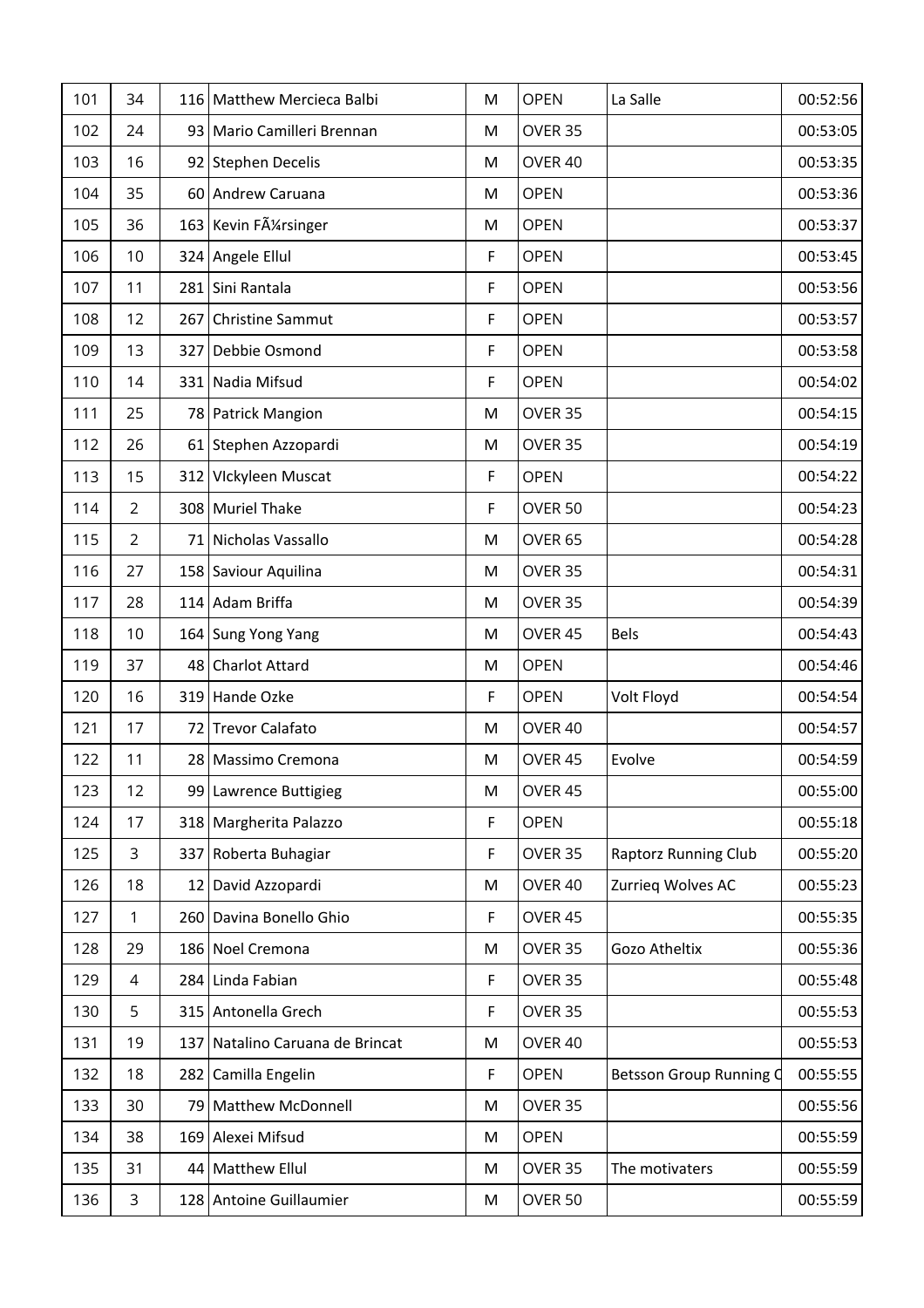| 101 | 34 | 116 | Matthew Mercieca Balbi | M | OPEN | La Salle | 00:52:56 |
|---|---|---|---|---|---|---|---|
| 102 | 24 | 93 | Mario Camilleri Brennan | M | OVER 35 | | 00:53:05 |
| 103 | 16 | 92 | Stephen Decelis | M | OVER 40 | | 00:53:35 |
| 104 | 35 | 60 | Andrew Caruana | M | OPEN | | 00:53:36 |
| 105 | 36 | 163 | Kevin FÃ¼rsinger | M | OPEN | | 00:53:37 |
| 106 | 10 | 324 | Angele Ellul | F | OPEN | | 00:53:45 |
| 107 | 11 | 281 | Sini Rantala | F | OPEN | | 00:53:56 |
| 108 | 12 | 267 | Christine Sammut | F | OPEN | | 00:53:57 |
| 109 | 13 | 327 | Debbie Osmond | F | OPEN | | 00:53:58 |
| 110 | 14 | 331 | Nadia Mifsud | F | OPEN | | 00:54:02 |
| 111 | 25 | 78 | Patrick Mangion | M | OVER 35 | | 00:54:15 |
| 112 | 26 | 61 | Stephen Azzopardi | M | OVER 35 | | 00:54:19 |
| 113 | 15 | 312 | VIckyleen Muscat | F | OPEN | | 00:54:22 |
| 114 | 2 | 308 | Muriel Thake | F | OVER 50 | | 00:54:23 |
| 115 | 2 | 71 | Nicholas Vassallo | M | OVER 65 | | 00:54:28 |
| 116 | 27 | 158 | Saviour Aquilina | M | OVER 35 | | 00:54:31 |
| 117 | 28 | 114 | Adam Briffa | M | OVER 35 | | 00:54:39 |
| 118 | 10 | 164 | Sung Yong Yang | M | OVER 45 | Bels | 00:54:43 |
| 119 | 37 | 48 | Charlot Attard | M | OPEN | | 00:54:46 |
| 120 | 16 | 319 | Hande Ozke | F | OPEN | Volt Floyd | 00:54:54 |
| 121 | 17 | 72 | Trevor Calafato | M | OVER 40 | | 00:54:57 |
| 122 | 11 | 28 | Massimo Cremona | M | OVER 45 | Evolve | 00:54:59 |
| 123 | 12 | 99 | Lawrence Buttigieg | M | OVER 45 | | 00:55:00 |
| 124 | 17 | 318 | Margherita Palazzo | F | OPEN | | 00:55:18 |
| 125 | 3 | 337 | Roberta Buhagiar | F | OVER 35 | Raptorz Running Club | 00:55:20 |
| 126 | 18 | 12 | David Azzopardi | M | OVER 40 | Zurrieq Wolves AC | 00:55:23 |
| 127 | 1 | 260 | Davina Bonello Ghio | F | OVER 45 | | 00:55:35 |
| 128 | 29 | 186 | Noel Cremona | M | OVER 35 | Gozo Atheltix | 00:55:36 |
| 129 | 4 | 284 | Linda Fabian | F | OVER 35 | | 00:55:48 |
| 130 | 5 | 315 | Antonella Grech | F | OVER 35 | | 00:55:53 |
| 131 | 19 | 137 | Natalino Caruana de Brincat | M | OVER 40 | | 00:55:53 |
| 132 | 18 | 282 | Camilla Engelin | F | OPEN | Betsson Group Running C | 00:55:55 |
| 133 | 30 | 79 | Matthew McDonnell | M | OVER 35 | | 00:55:56 |
| 134 | 38 | 169 | Alexei Mifsud | M | OPEN | | 00:55:59 |
| 135 | 31 | 44 | Matthew Ellul | M | OVER 35 | The motivaters | 00:55:59 |
| 136 | 3 | 128 | Antoine Guillaumier | M | OVER 50 | | 00:55:59 |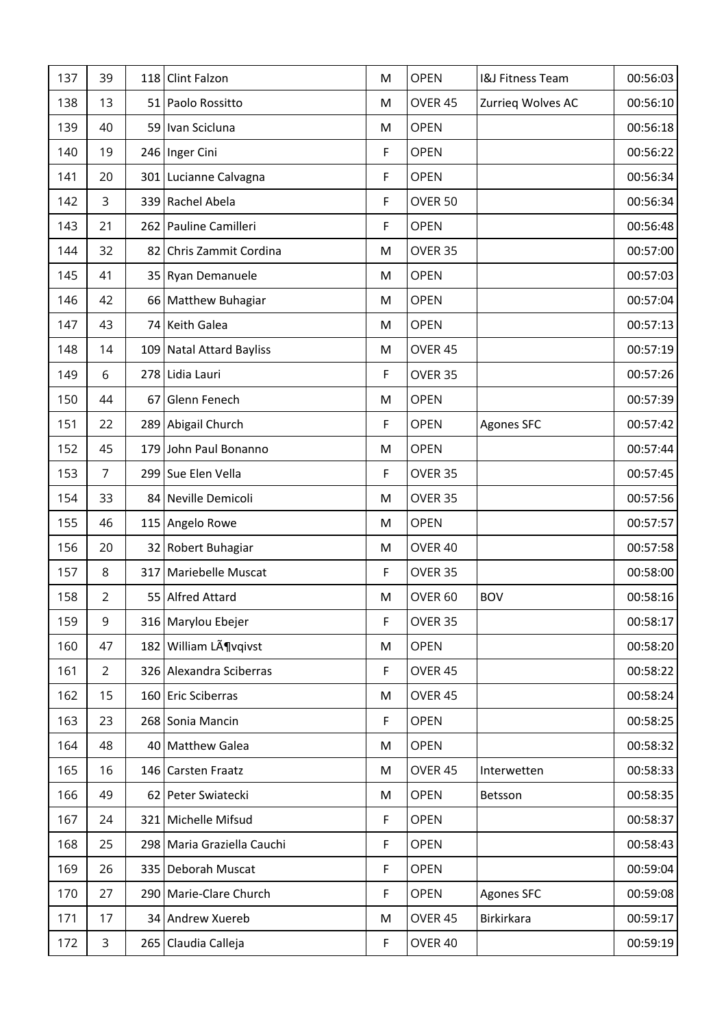| 137 | 39 | 118 | Clint Falzon | M | OPEN | I&J Fitness Team | 00:56:03 |
|---|---|---|---|---|---|---|---|
| 138 | 13 | 51 | Paolo Rossitto | M | OVER 45 | Zurrieq Wolves AC | 00:56:10 |
| 139 | 40 | 59 | Ivan Scicluna | M | OPEN | | 00:56:18 |
| 140 | 19 | 246 | Inger Cini | F | OPEN | | 00:56:22 |
| 141 | 20 | 301 | Lucianne Calvagna | F | OPEN | | 00:56:34 |
| 142 | 3 | 339 | Rachel Abela | F | OVER 50 | | 00:56:34 |
| 143 | 21 | 262 | Pauline Camilleri | F | OPEN | | 00:56:48 |
| 144 | 32 | 82 | Chris Zammit Cordina | M | OVER 35 | | 00:57:00 |
| 145 | 41 | 35 | Ryan Demanuele | M | OPEN | | 00:57:03 |
| 146 | 42 | 66 | Matthew Buhagiar | M | OPEN | | 00:57:04 |
| 147 | 43 | 74 | Keith Galea | M | OPEN | | 00:57:13 |
| 148 | 14 | 109 | Natal Attard Bayliss | M | OVER 45 | | 00:57:19 |
| 149 | 6 | 278 | Lidia Lauri | F | OVER 35 | | 00:57:26 |
| 150 | 44 | 67 | Glenn Fenech | M | OPEN | | 00:57:39 |
| 151 | 22 | 289 | Abigail Church | F | OPEN | Agones SFC | 00:57:42 |
| 152 | 45 | 179 | John Paul Bonanno | M | OPEN | | 00:57:44 |
| 153 | 7 | 299 | Sue Elen Vella | F | OVER 35 | | 00:57:45 |
| 154 | 33 | 84 | Neville Demicoli | M | OVER 35 | | 00:57:56 |
| 155 | 46 | 115 | Angelo Rowe | M | OPEN | | 00:57:57 |
| 156 | 20 | 32 | Robert Buhagiar | M | OVER 40 | | 00:57:58 |
| 157 | 8 | 317 | Mariebelle Muscat | F | OVER 35 | | 00:58:00 |
| 158 | 2 | 55 | Alfred Attard | M | OVER 60 | BOV | 00:58:16 |
| 159 | 9 | 316 | Marylou Ebejer | F | OVER 35 | | 00:58:17 |
| 160 | 47 | 182 | William LÃ¶vqivst | M | OPEN | | 00:58:20 |
| 161 | 2 | 326 | Alexandra Sciberras | F | OVER 45 | | 00:58:22 |
| 162 | 15 | 160 | Eric Sciberras | M | OVER 45 | | 00:58:24 |
| 163 | 23 | 268 | Sonia Mancin | F | OPEN | | 00:58:25 |
| 164 | 48 | 40 | Matthew Galea | M | OPEN | | 00:58:32 |
| 165 | 16 | 146 | Carsten Fraatz | M | OVER 45 | Interwetten | 00:58:33 |
| 166 | 49 | 62 | Peter Swiatecki | M | OPEN | Betsson | 00:58:35 |
| 167 | 24 | 321 | Michelle Mifsud | F | OPEN | | 00:58:37 |
| 168 | 25 | 298 | Maria Graziella Cauchi | F | OPEN | | 00:58:43 |
| 169 | 26 | 335 | Deborah Muscat | F | OPEN | | 00:59:04 |
| 170 | 27 | 290 | Marie-Clare Church | F | OPEN | Agones SFC | 00:59:08 |
| 171 | 17 | 34 | Andrew Xuereb | M | OVER 45 | Birkirkara | 00:59:17 |
| 172 | 3 | 265 | Claudia Calleja | F | OVER 40 | | 00:59:19 |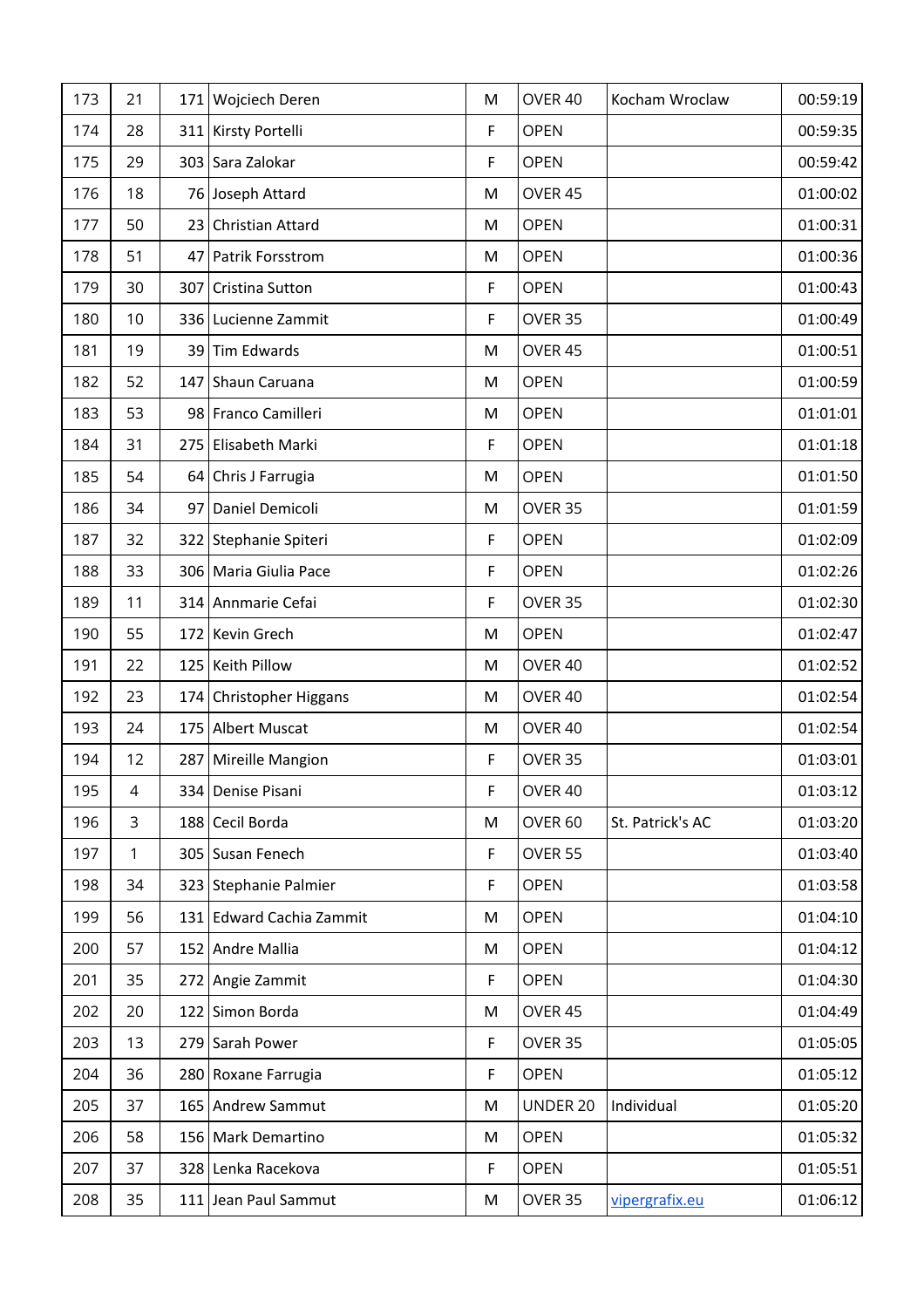| | | | | | | | |
|---|---|---|---|---|---|---|---|
| 173 | 21 | 171 | Wojciech Deren | M | OVER 40 | Kocham Wroclaw | 00:59:19 |
| 174 | 28 | 311 | Kirsty Portelli | F | OPEN | | 00:59:35 |
| 175 | 29 | 303 | Sara Zalokar | F | OPEN | | 00:59:42 |
| 176 | 18 | 76 | Joseph Attard | M | OVER 45 | | 01:00:02 |
| 177 | 50 | 23 | Christian Attard | M | OPEN | | 01:00:31 |
| 178 | 51 | 47 | Patrik Forsstrom | M | OPEN | | 01:00:36 |
| 179 | 30 | 307 | Cristina Sutton | F | OPEN | | 01:00:43 |
| 180 | 10 | 336 | Lucienne Zammit | F | OVER 35 | | 01:00:49 |
| 181 | 19 | 39 | Tim Edwards | M | OVER 45 | | 01:00:51 |
| 182 | 52 | 147 | Shaun Caruana | M | OPEN | | 01:00:59 |
| 183 | 53 | 98 | Franco Camilleri | M | OPEN | | 01:01:01 |
| 184 | 31 | 275 | Elisabeth Marki | F | OPEN | | 01:01:18 |
| 185 | 54 | 64 | Chris J Farrugia | M | OPEN | | 01:01:50 |
| 186 | 34 | 97 | Daniel Demicoli | M | OVER 35 | | 01:01:59 |
| 187 | 32 | 322 | Stephanie Spiteri | F | OPEN | | 01:02:09 |
| 188 | 33 | 306 | Maria Giulia Pace | F | OPEN | | 01:02:26 |
| 189 | 11 | 314 | Annmarie Cefai | F | OVER 35 | | 01:02:30 |
| 190 | 55 | 172 | Kevin Grech | M | OPEN | | 01:02:47 |
| 191 | 22 | 125 | Keith Pillow | M | OVER 40 | | 01:02:52 |
| 192 | 23 | 174 | Christopher Higgans | M | OVER 40 | | 01:02:54 |
| 193 | 24 | 175 | Albert Muscat | M | OVER 40 | | 01:02:54 |
| 194 | 12 | 287 | Mireille Mangion | F | OVER 35 | | 01:03:01 |
| 195 | 4 | 334 | Denise Pisani | F | OVER 40 | | 01:03:12 |
| 196 | 3 | 188 | Cecil Borda | M | OVER 60 | St. Patrick's AC | 01:03:20 |
| 197 | 1 | 305 | Susan Fenech | F | OVER 55 | | 01:03:40 |
| 198 | 34 | 323 | Stephanie Palmier | F | OPEN | | 01:03:58 |
| 199 | 56 | 131 | Edward Cachia Zammit | M | OPEN | | 01:04:10 |
| 200 | 57 | 152 | Andre Mallia | M | OPEN | | 01:04:12 |
| 201 | 35 | 272 | Angie Zammit | F | OPEN | | 01:04:30 |
| 202 | 20 | 122 | Simon Borda | M | OVER 45 | | 01:04:49 |
| 203 | 13 | 279 | Sarah Power | F | OVER 35 | | 01:05:05 |
| 204 | 36 | 280 | Roxane Farrugia | F | OPEN | | 01:05:12 |
| 205 | 37 | 165 | Andrew Sammut | M | UNDER 20 | Individual | 01:05:20 |
| 206 | 58 | 156 | Mark Demartino | M | OPEN | | 01:05:32 |
| 207 | 37 | 328 | Lenka Racekova | F | OPEN | | 01:05:51 |
| 208 | 35 | 111 | Jean Paul Sammut | M | OVER 35 | vipergrafix.eu | 01:06:12 |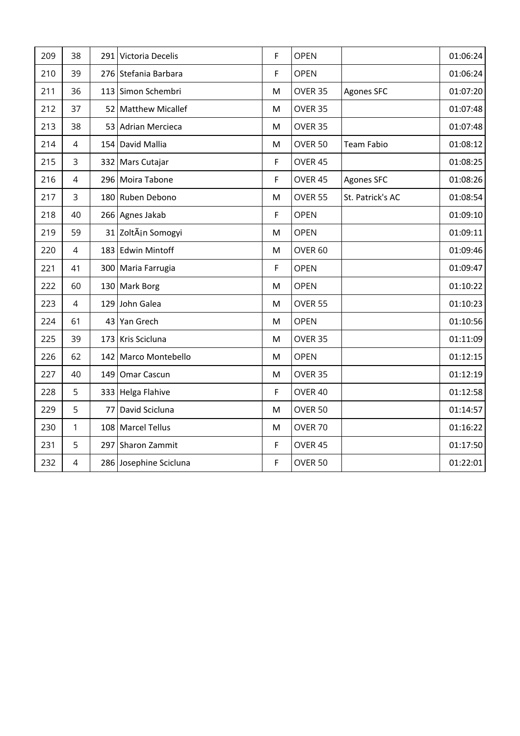| | | | | | | | |
|---|---|---|---|---|---|---|---|
| 209 | 38 | 291 | Victoria Decelis | F | OPEN | | 01:06:24 |
| 210 | 39 | 276 | Stefania Barbara | F | OPEN | | 01:06:24 |
| 211 | 36 | 113 | Simon Schembri | M | OVER 35 | Agones SFC | 01:07:20 |
| 212 | 37 | 52 | Matthew Micallef | M | OVER 35 | | 01:07:48 |
| 213 | 38 | 53 | Adrian Mercieca | M | OVER 35 | | 01:07:48 |
| 214 | 4 | 154 | David Mallia | M | OVER 50 | Team Fabio | 01:08:12 |
| 215 | 3 | 332 | Mars Cutajar | F | OVER 45 | | 01:08:25 |
| 216 | 4 | 296 | Moira Tabone | F | OVER 45 | Agones SFC | 01:08:26 |
| 217 | 3 | 180 | Ruben Debono | M | OVER 55 | St. Patrick's AC | 01:08:54 |
| 218 | 40 | 266 | Agnes Jakab | F | OPEN | | 01:09:10 |
| 219 | 59 | 31 | ZoltÃ¡n Somogyi | M | OPEN | | 01:09:11 |
| 220 | 4 | 183 | Edwin Mintoff | M | OVER 60 | | 01:09:46 |
| 221 | 41 | 300 | Maria Farrugia | F | OPEN | | 01:09:47 |
| 222 | 60 | 130 | Mark Borg | M | OPEN | | 01:10:22 |
| 223 | 4 | 129 | John Galea | M | OVER 55 | | 01:10:23 |
| 224 | 61 | 43 | Yan Grech | M | OPEN | | 01:10:56 |
| 225 | 39 | 173 | Kris Scicluna | M | OVER 35 | | 01:11:09 |
| 226 | 62 | 142 | Marco Montebello | M | OPEN | | 01:12:15 |
| 227 | 40 | 149 | Omar Cascun | M | OVER 35 | | 01:12:19 |
| 228 | 5 | 333 | Helga Flahive | F | OVER 40 | | 01:12:58 |
| 229 | 5 | 77 | David Scicluna | M | OVER 50 | | 01:14:57 |
| 230 | 1 | 108 | Marcel Tellus | M | OVER 70 | | 01:16:22 |
| 231 | 5 | 297 | Sharon Zammit | F | OVER 45 | | 01:17:50 |
| 232 | 4 | 286 | Josephine Scicluna | F | OVER 50 | | 01:22:01 |